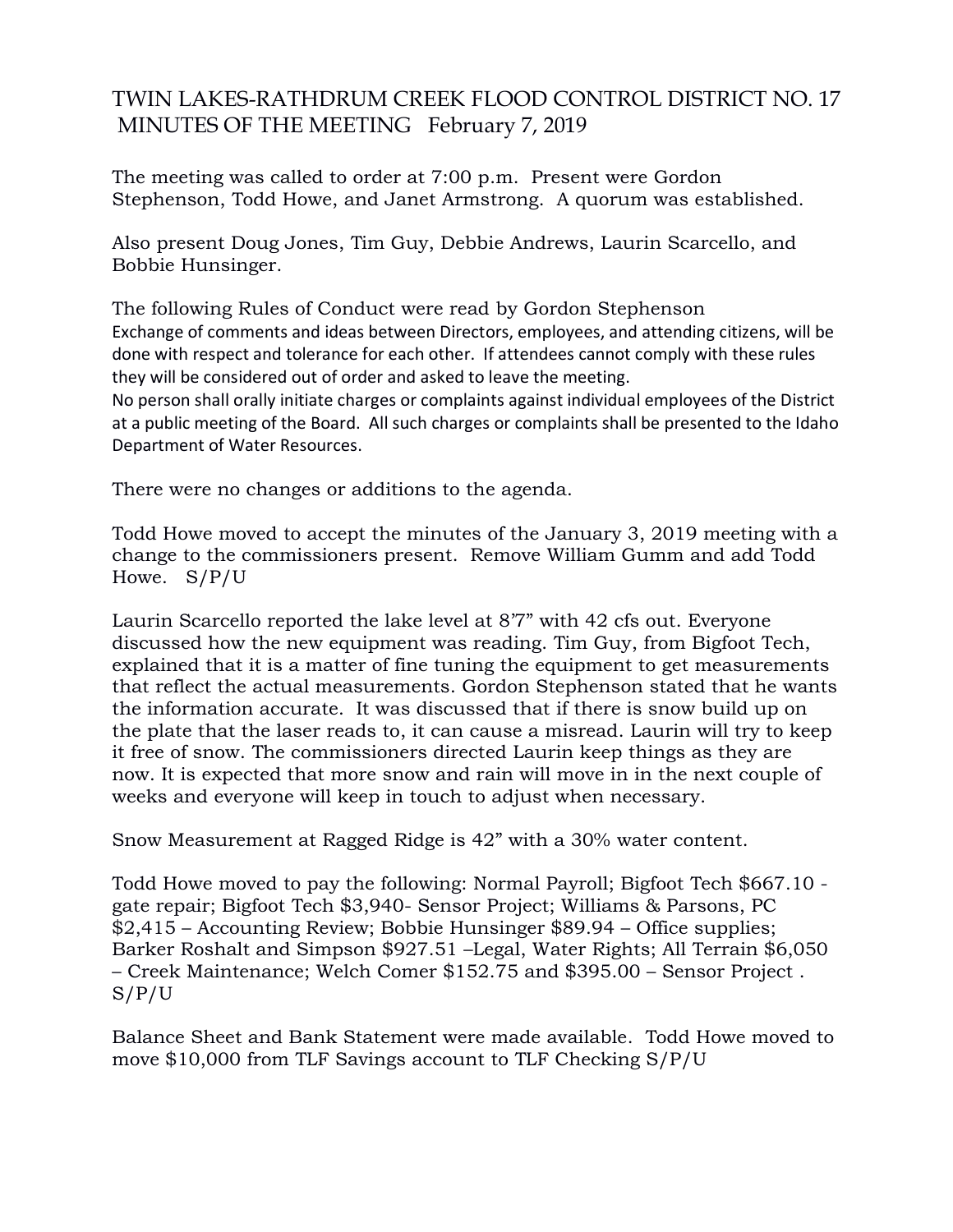# TWIN LAKES-RATHDRUM CREEK FLOOD CONTROL DISTRICT NO. 17 MINUTES OF THE MEETING February 7, 2019

The meeting was called to order at 7:00 p.m. Present were Gordon Stephenson, Todd Howe, and Janet Armstrong. A quorum was established.

Also present Doug Jones, Tim Guy, Debbie Andrews, Laurin Scarcello, and Bobbie Hunsinger.

The following Rules of Conduct were read by Gordon Stephenson

Exchange of comments and ideas between Directors, employees, and attending citizens, will be done with respect and tolerance for each other. If attendees cannot comply with these rules they will be considered out of order and asked to leave the meeting.

No person shall orally initiate charges or complaints against individual employees of the District at a public meeting of the Board. All such charges or complaints shall be presented to the Idaho Department of Water Resources.

There were no changes or additions to the agenda.

Todd Howe moved to accept the minutes of the January 3, 2019 meeting with a change to the commissioners present. Remove William Gumm and add Todd Howe. S/P/U

Laurin Scarcello reported the lake level at 8'7" with 42 cfs out. Everyone discussed how the new equipment was reading. Tim Guy, from Bigfoot Tech, explained that it is a matter of fine tuning the equipment to get measurements that reflect the actual measurements. Gordon Stephenson stated that he wants the information accurate. It was discussed that if there is snow build up on the plate that the laser reads to, it can cause a misread. Laurin will try to keep it free of snow. The commissioners directed Laurin keep things as they are now. It is expected that more snow and rain will move in in the next couple of weeks and everyone will keep in touch to adjust when necessary.

Snow Measurement at Ragged Ridge is 42" with a 30% water content.

Todd Howe moved to pay the following: Normal Payroll; Bigfoot Tech $667.10 - gate repair; Bigfoot Tech $3,940- Sensor Project; Williams & Parsons, PC $2,415 – Accounting Review; Bobbie Hunsinger $89.94 – Office supplies; Barker Roshalt and Simpson $927.51 –Legal, Water Rights; All Terrain $6,050 – Creek Maintenance; Welch Comer $152.75 and $395.00 – Sensor Project . S/P/U

Balance Sheet and Bank Statement were made available. Todd Howe moved to move $10,000 from TLF Savings account to TLF Checking S/P/U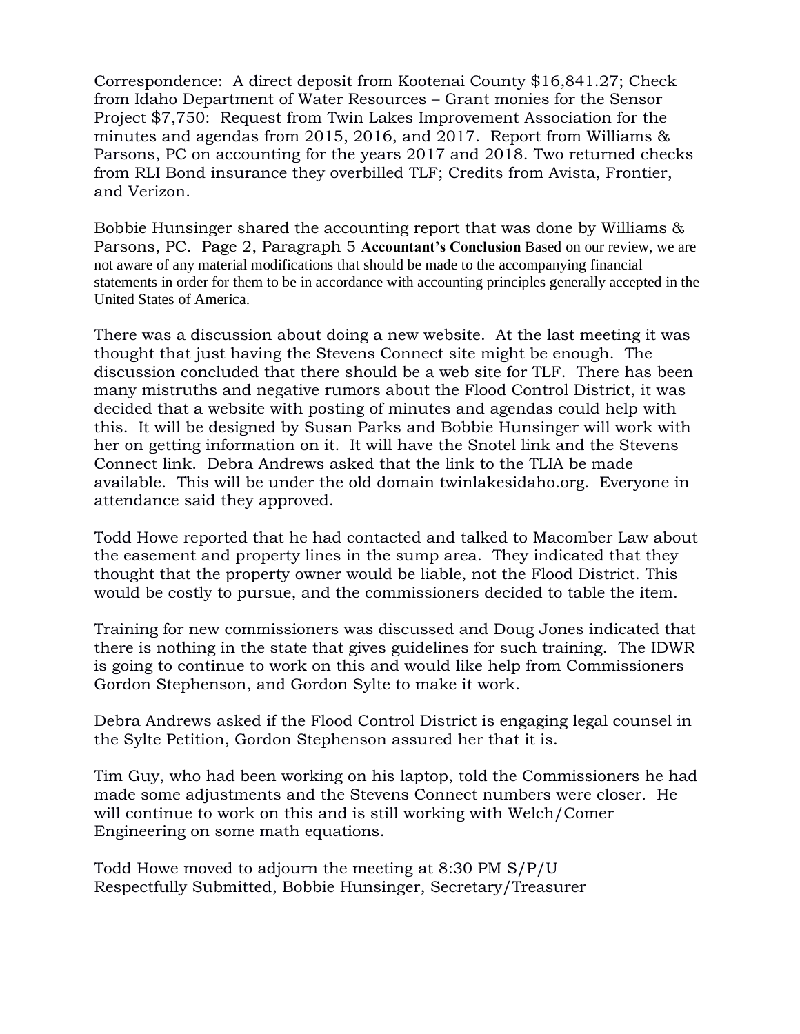Correspondence: A direct deposit from Kootenai County $16,841.27; Check from Idaho Department of Water Resources – Grant monies for the Sensor Project $7,750: Request from Twin Lakes Improvement Association for the minutes and agendas from 2015, 2016, and 2017. Report from Williams & Parsons, PC on accounting for the years 2017 and 2018. Two returned checks from RLI Bond insurance they overbilled TLF; Credits from Avista, Frontier, and Verizon.

Bobbie Hunsinger shared the accounting report that was done by Williams & Parsons, PC. Page 2, Paragraph 5 **Accountant's Conclusion** Based on our review, we are not aware of any material modifications that should be made to the accompanying financial statements in order for them to be in accordance with accounting principles generally accepted in the United States of America.

There was a discussion about doing a new website. At the last meeting it was thought that just having the Stevens Connect site might be enough. The discussion concluded that there should be a web site for TLF. There has been many mistruths and negative rumors about the Flood Control District, it was decided that a website with posting of minutes and agendas could help with this. It will be designed by Susan Parks and Bobbie Hunsinger will work with her on getting information on it. It will have the Snotel link and the Stevens Connect link. Debra Andrews asked that the link to the TLIA be made available. This will be under the old domain twinlakesidaho.org. Everyone in attendance said they approved.

Todd Howe reported that he had contacted and talked to Macomber Law about the easement and property lines in the sump area. They indicated that they thought that the property owner would be liable, not the Flood District. This would be costly to pursue, and the commissioners decided to table the item.

Training for new commissioners was discussed and Doug Jones indicated that there is nothing in the state that gives guidelines for such training. The IDWR is going to continue to work on this and would like help from Commissioners Gordon Stephenson, and Gordon Sylte to make it work.

Debra Andrews asked if the Flood Control District is engaging legal counsel in the Sylte Petition, Gordon Stephenson assured her that it is.

Tim Guy, who had been working on his laptop, told the Commissioners he had made some adjustments and the Stevens Connect numbers were closer. He will continue to work on this and is still working with Welch/Comer Engineering on some math equations.

Todd Howe moved to adjourn the meeting at 8:30 PM S/P/U
Respectfully Submitted, Bobbie Hunsinger, Secretary/Treasurer